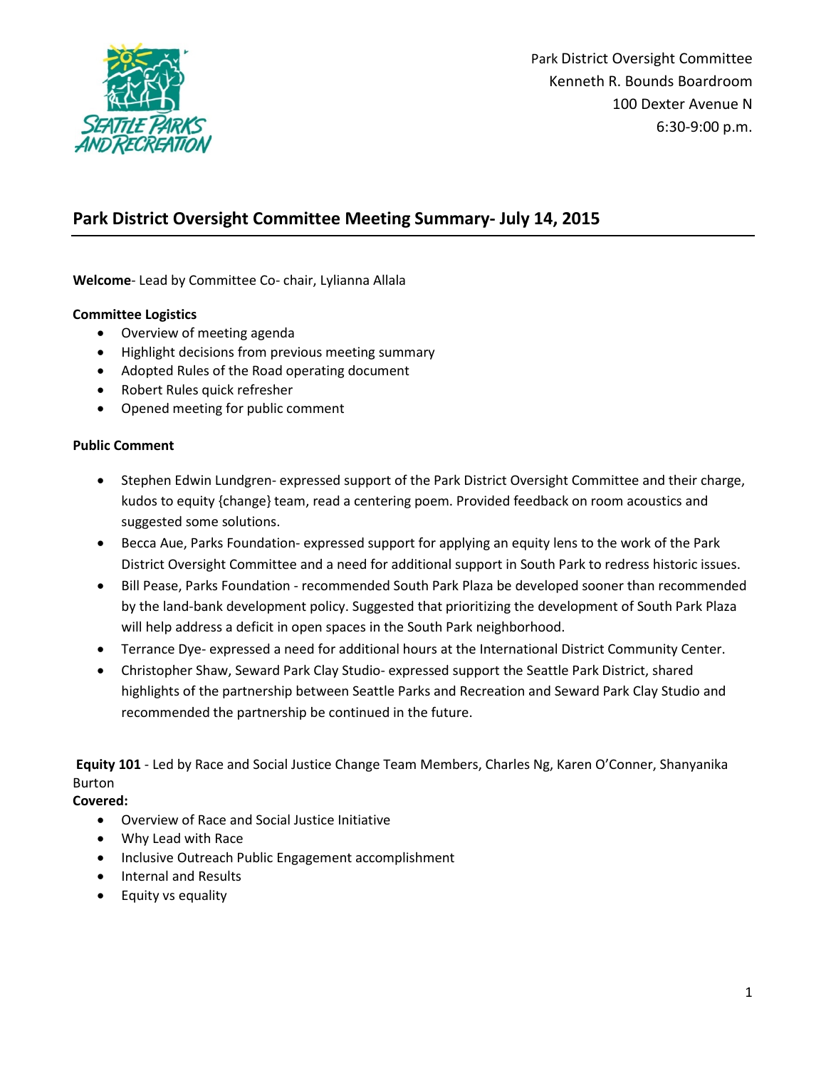Park District Oversight Committee
Kenneth R. Bounds Boardroom
100 Dexter Avenue N
6:30-9:00 p.m.

## Park District Oversight Committee Meeting Summary- July 14, 2015

**Welcome**- Lead by Committee Co- chair, Lylianna Allala

**Committee Logistics**

- Overview of meeting agenda
- Highlight decisions from previous meeting summary
- Adopted Rules of the Road operating document
- Robert Rules quick refresher
- Opened meeting for public comment

**Public Comment**

- Stephen Edwin Lundgren- expressed support of the Park District Oversight Committee and their charge, kudos to equity {change} team, read a centering poem. Provided feedback on room acoustics and suggested some solutions.
- Becca Aue, Parks Foundation- expressed support for applying an equity lens to the work of the Park District Oversight Committee and a need for additional support in South Park to redress historic issues.
- Bill Pease, Parks Foundation - recommended South Park Plaza be developed sooner than recommended by the land-bank development policy. Suggested that prioritizing the development of South Park Plaza will help address a deficit in open spaces in the South Park neighborhood.
- Terrance Dye- expressed a need for additional hours at the International District Community Center.
- Christopher Shaw, Seward Park Clay Studio- expressed support the Seattle Park District, shared highlights of the partnership between Seattle Parks and Recreation and Seward Park Clay Studio and recommended the partnership be continued in the future.

**Equity 101** - Led by Race and Social Justice Change Team Members, Charles Ng, Karen O'Conner, Shanyanika Burton

**Covered:**

- Overview of Race and Social Justice Initiative
- Why Lead with Race
- Inclusive Outreach Public Engagement accomplishment
- Internal and Results
- Equity vs equality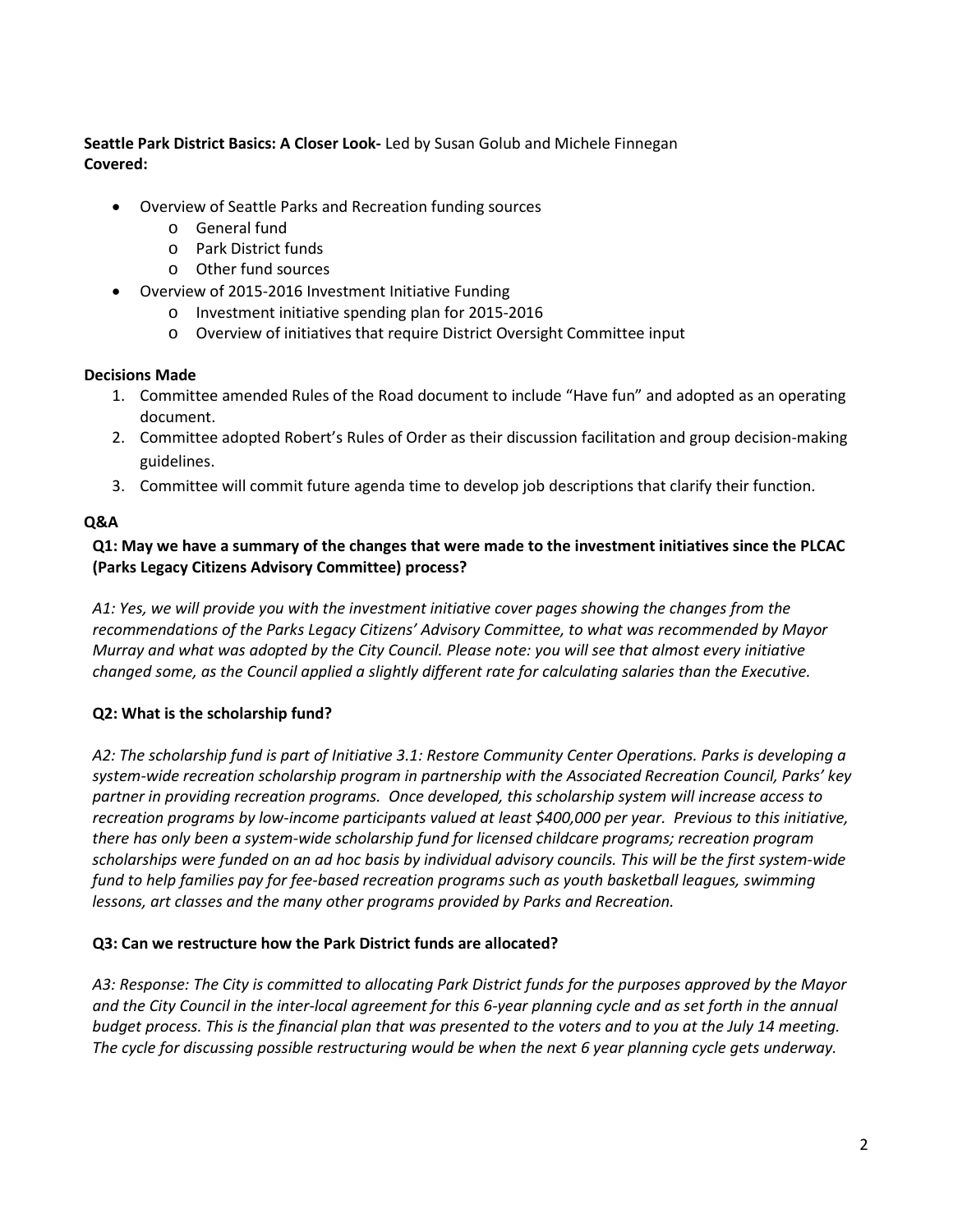**Seattle Park District Basics: A Closer Look-** Led by Susan Golub and Michele Finnegan
**Covered:**

- Overview of Seattle Parks and Recreation funding sources
  - General fund
  - Park District funds
  - Other fund sources
- Overview of 2015-2016 Investment Initiative Funding
  - Investment initiative spending plan for 2015-2016
  - Overview of initiatives that require District Oversight Committee input

**Decisions Made**

1. Committee amended Rules of the Road document to include "Have fun" and adopted as an operating document.
2. Committee adopted Robert's Rules of Order as their discussion facilitation and group decision-making guidelines.
3. Committee will commit future agenda time to develop job descriptions that clarify their function.

**Q&A**

**Q1: May we have a summary of the changes that were made to the investment initiatives since the PLCAC (Parks Legacy Citizens Advisory Committee) process?**

*A1: Yes, we will provide you with the investment initiative cover pages showing the changes from the recommendations of the Parks Legacy Citizens' Advisory Committee, to what was recommended by Mayor Murray and what was adopted by the City Council. Please note: you will see that almost every initiative changed some, as the Council applied a slightly different rate for calculating salaries than the Executive.*

**Q2: What is the scholarship fund?**

*A2: The scholarship fund is part of Initiative 3.1: Restore Community Center Operations. Parks is developing a system-wide recreation scholarship program in partnership with the Associated Recreation Council, Parks' key partner in providing recreation programs. Once developed, this scholarship system will increase access to recreation programs by low-income participants valued at least $400,000 per year. Previous to this initiative, there has only been a system-wide scholarship fund for licensed childcare programs; recreation program scholarships were funded on an ad hoc basis by individual advisory councils. This will be the first system-wide fund to help families pay for fee-based recreation programs such as youth basketball leagues, swimming lessons, art classes and the many other programs provided by Parks and Recreation.*

**Q3: Can we restructure how the Park District funds are allocated?**

*A3: Response: The City is committed to allocating Park District funds for the purposes approved by the Mayor and the City Council in the inter-local agreement for this 6-year planning cycle and as set forth in the annual budget process. This is the financial plan that was presented to the voters and to you at the July 14 meeting. The cycle for discussing possible restructuring would be when the next 6 year planning cycle gets underway.*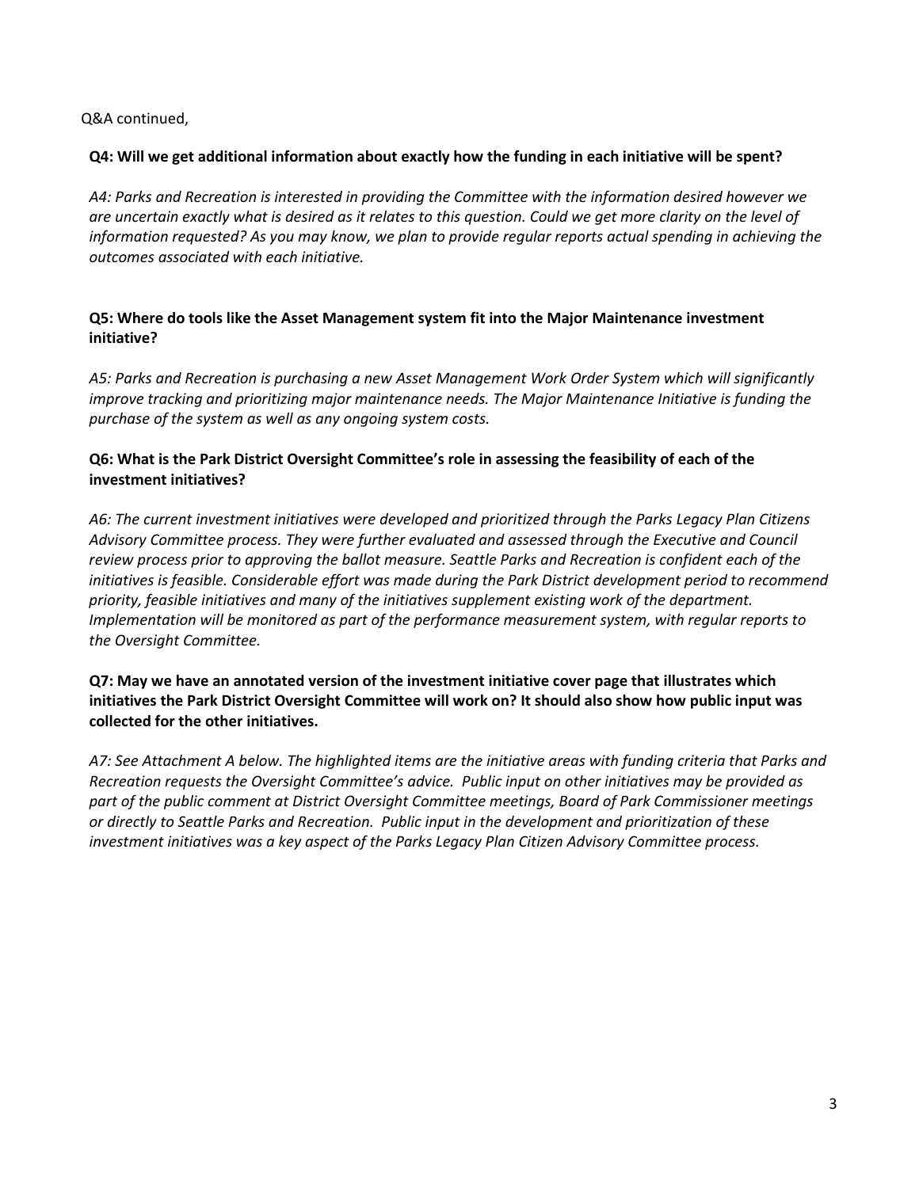Q&A continued,

**Q4: Will we get additional information about exactly how the funding in each initiative will be spent?**

*A4: Parks and Recreation is interested in providing the Committee with the information desired however we are uncertain exactly what is desired as it relates to this question. Could we get more clarity on the level of information requested? As you may know, we plan to provide regular reports actual spending in achieving the outcomes associated with each initiative.*

**Q5: Where do tools like the Asset Management system fit into the Major Maintenance investment initiative?**

*A5: Parks and Recreation is purchasing a new Asset Management Work Order System which will significantly improve tracking and prioritizing major maintenance needs. The Major Maintenance Initiative is funding the purchase of the system as well as any ongoing system costs.*

**Q6: What is the Park District Oversight Committee's role in assessing the feasibility of each of the investment initiatives?**

*A6: The current investment initiatives were developed and prioritized through the Parks Legacy Plan Citizens Advisory Committee process. They were further evaluated and assessed through the Executive and Council review process prior to approving the ballot measure. Seattle Parks and Recreation is confident each of the initiatives is feasible. Considerable effort was made during the Park District development period to recommend priority, feasible initiatives and many of the initiatives supplement existing work of the department. Implementation will be monitored as part of the performance measurement system, with regular reports to the Oversight Committee.*

**Q7: May we have an annotated version of the investment initiative cover page that illustrates which initiatives the Park District Oversight Committee will work on? It should also show how public input was collected for the other initiatives.**

*A7: See Attachment A below. The highlighted items are the initiative areas with funding criteria that Parks and Recreation requests the Oversight Committee's advice. Public input on other initiatives may be provided as part of the public comment at District Oversight Committee meetings, Board of Park Commissioner meetings or directly to Seattle Parks and Recreation. Public input in the development and prioritization of these investment initiatives was a key aspect of the Parks Legacy Plan Citizen Advisory Committee process.*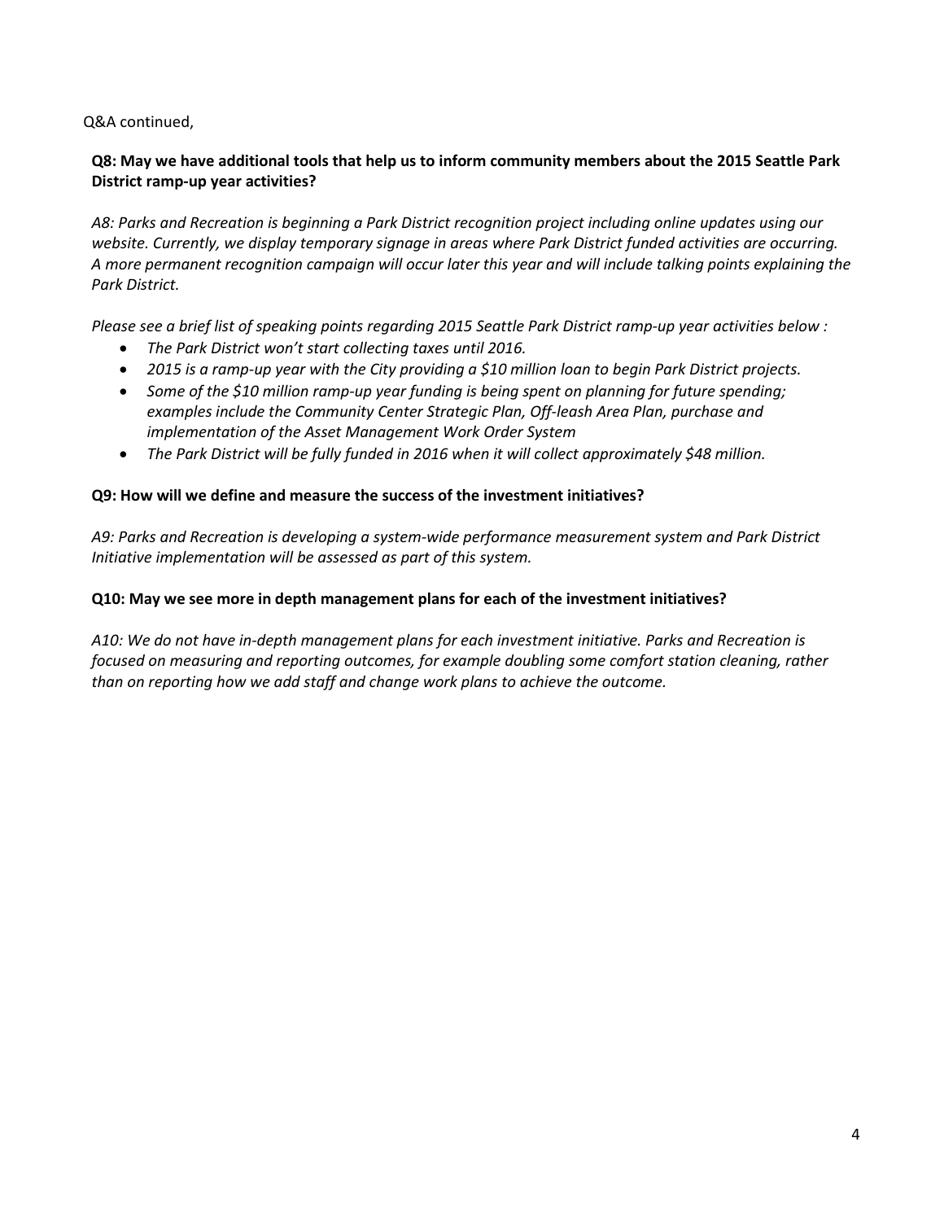Q&A continued,

**Q8: May we have additional tools that help us to inform community members about the 2015 Seattle Park District ramp-up year activities?**

*A8: Parks and Recreation is beginning a Park District recognition project including online updates using our website. Currently, we display temporary signage in areas where Park District funded activities are occurring. A more permanent recognition campaign will occur later this year and will include talking points explaining the Park District.*

*Please see a brief list of speaking points regarding 2015 Seattle Park District ramp-up year activities below :*

- *The Park District won't start collecting taxes until 2016.*
- *2015 is a ramp-up year with the City providing a $10 million loan to begin Park District projects.*
- *Some of the $10 million ramp-up year funding is being spent on planning for future spending; examples include the Community Center Strategic Plan, Off-leash Area Plan, purchase and implementation of the Asset Management Work Order System*
- *The Park District will be fully funded in 2016 when it will collect approximately $48 million.*

**Q9: How will we define and measure the success of the investment initiatives?**

*A9: Parks and Recreation is developing a system-wide performance measurement system and Park District Initiative implementation will be assessed as part of this system.*

**Q10: May we see more in depth management plans for each of the investment initiatives?**

*A10: We do not have in-depth management plans for each investment initiative. Parks and Recreation is focused on measuring and reporting outcomes, for example doubling some comfort station cleaning, rather than on reporting how we add staff and change work plans to achieve the outcome.*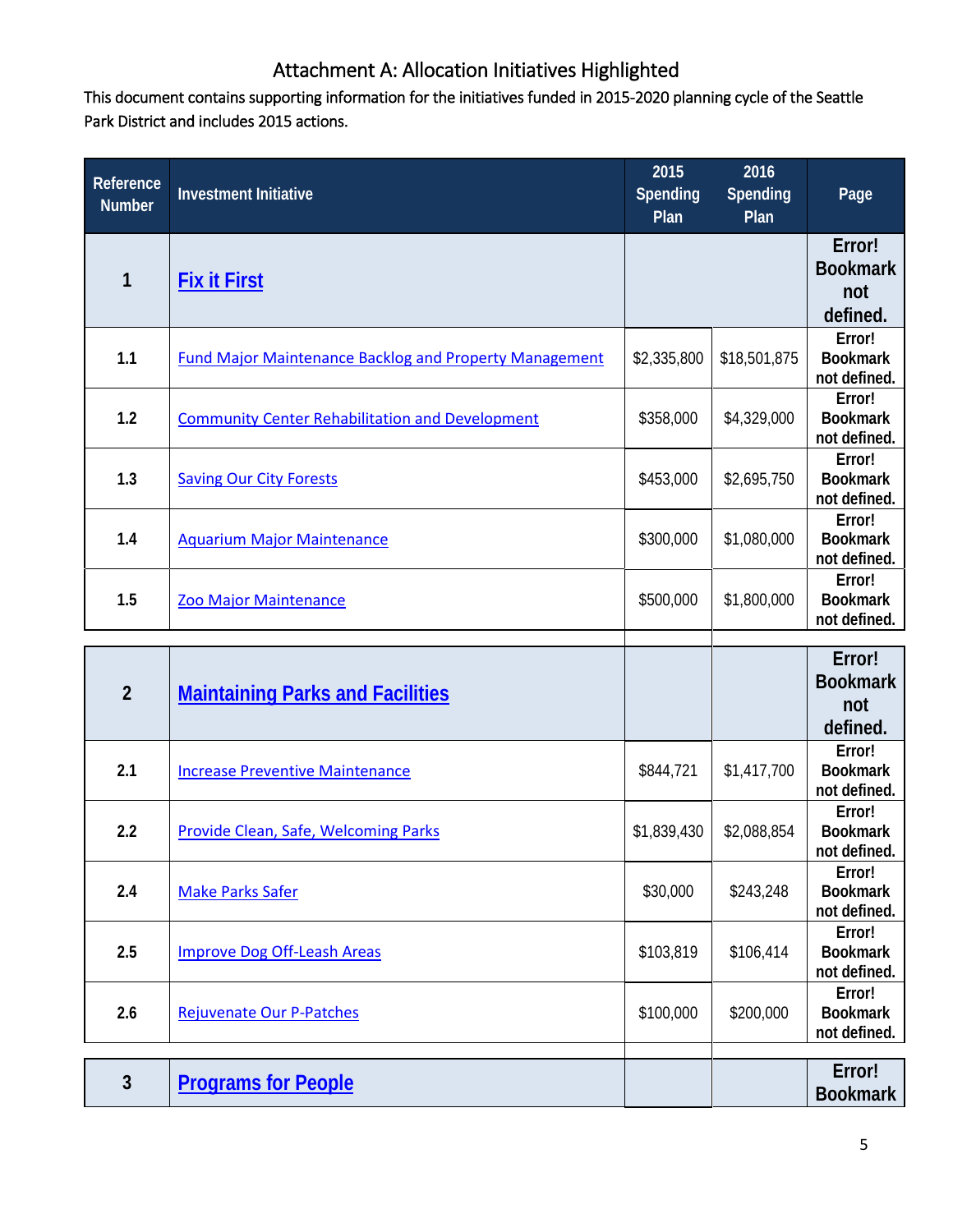# Attachment A: Allocation Initiatives Highlighted

This document contains supporting information for the initiatives funded in 2015-2020 planning cycle of the Seattle Park District and includes 2015 actions.

| Reference Number | Investment Initiative | 2015 Spending Plan | 2016 Spending Plan | Page |
|---|---|---|---|---|
| **1** | **Fix it First** | | | **Error! Bookmark not defined.** |
| **1.1** | Fund Major Maintenance Backlog and Property Management | $2,335,800 | $18,501,875 | **Error! Bookmark not defined.** |
| **1.2** | Community Center Rehabilitation and Development | $358,000 | $4,329,000 | **Error! Bookmark not defined.** |
| **1.3** | Saving Our City Forests | $453,000 | $2,695,750 | **Error! Bookmark not defined.** |
| **1.4** | Aquarium Major Maintenance | $300,000 | $1,080,000 | **Error! Bookmark not defined.** |
| **1.5** | Zoo Major Maintenance | $500,000 | $1,800,000 | **Error! Bookmark not defined.** |
| | | | | |
| **2** | **Maintaining Parks and Facilities** | | | **Error! Bookmark not defined.** |
| **2.1** | Increase Preventive Maintenance | $844,721 | $1,417,700 | **Error! Bookmark not defined.** |
| **2.2** | Provide Clean, Safe, Welcoming Parks | $1,839,430 | $2,088,854 | **Error! Bookmark not defined.** |
| **2.4** | Make Parks Safer | $30,000 | $243,248 | **Error! Bookmark not defined.** |
| **2.5** | Improve Dog Off-Leash Areas | $103,819 | $106,414 | **Error! Bookmark not defined.** |
| **2.6** | Rejuvenate Our P-Patches | $100,000 | $200,000 | **Error! Bookmark not defined.** |
| | | | | |
| **3** | **Programs for People** | | | **Error! Bookmark** |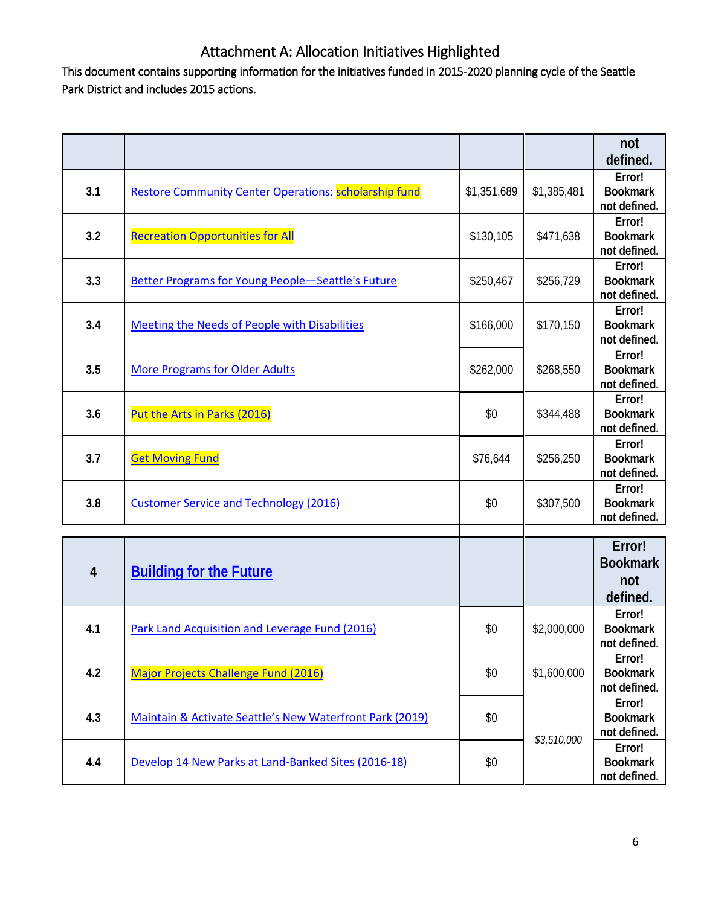# Attachment A: Allocation Initiatives Highlighted

This document contains supporting information for the initiatives funded in 2015-2020 planning cycle of the Seattle Park District and includes 2015 actions.

| | | | | not defined. |
|---|---|---|---|---|
| **3.1** | Restore Community Center Operations: scholarship fund | $1,351,689 | $1,385,481 | **Error! Bookmark not defined.** |
| **3.2** | Recreation Opportunities for All | $130,105 | $471,638 | **Error! Bookmark not defined.** |
| **3.3** | Better Programs for Young People—Seattle's Future | $250,467 | $256,729 | **Error! Bookmark not defined.** |
| **3.4** | Meeting the Needs of People with Disabilities | $166,000 | $170,150 | **Error! Bookmark not defined.** |
| **3.5** | More Programs for Older Adults | $262,000 | $268,550 | **Error! Bookmark not defined.** |
| **3.6** | Put the Arts in Parks (2016) | $0 | $344,488 | **Error! Bookmark not defined.** |
| **3.7** | Get Moving Fund | $76,644 | $256,250 | **Error! Bookmark not defined.** |
| **3.8** | Customer Service and Technology (2016) | $0 | $307,500 | **Error! Bookmark not defined.** |
| | | | | |
| **4** | **Building for the Future** | | | **Error! Bookmark not defined.** |
| **4.1** | Park Land Acquisition and Leverage Fund (2016) | $0 | $2,000,000 | **Error! Bookmark not defined.** |
| **4.2** | Major Projects Challenge Fund (2016) | $0 | $1,600,000 | **Error! Bookmark not defined.** |
| **4.3** | Maintain & Activate Seattle's New Waterfront Park (2019) | $0 | *$3,510,000* | **Error! Bookmark not defined.** |
| **4.4** | Develop 14 New Parks at Land-Banked Sites (2016-18) | $0 | | **Error! Bookmark not defined.** |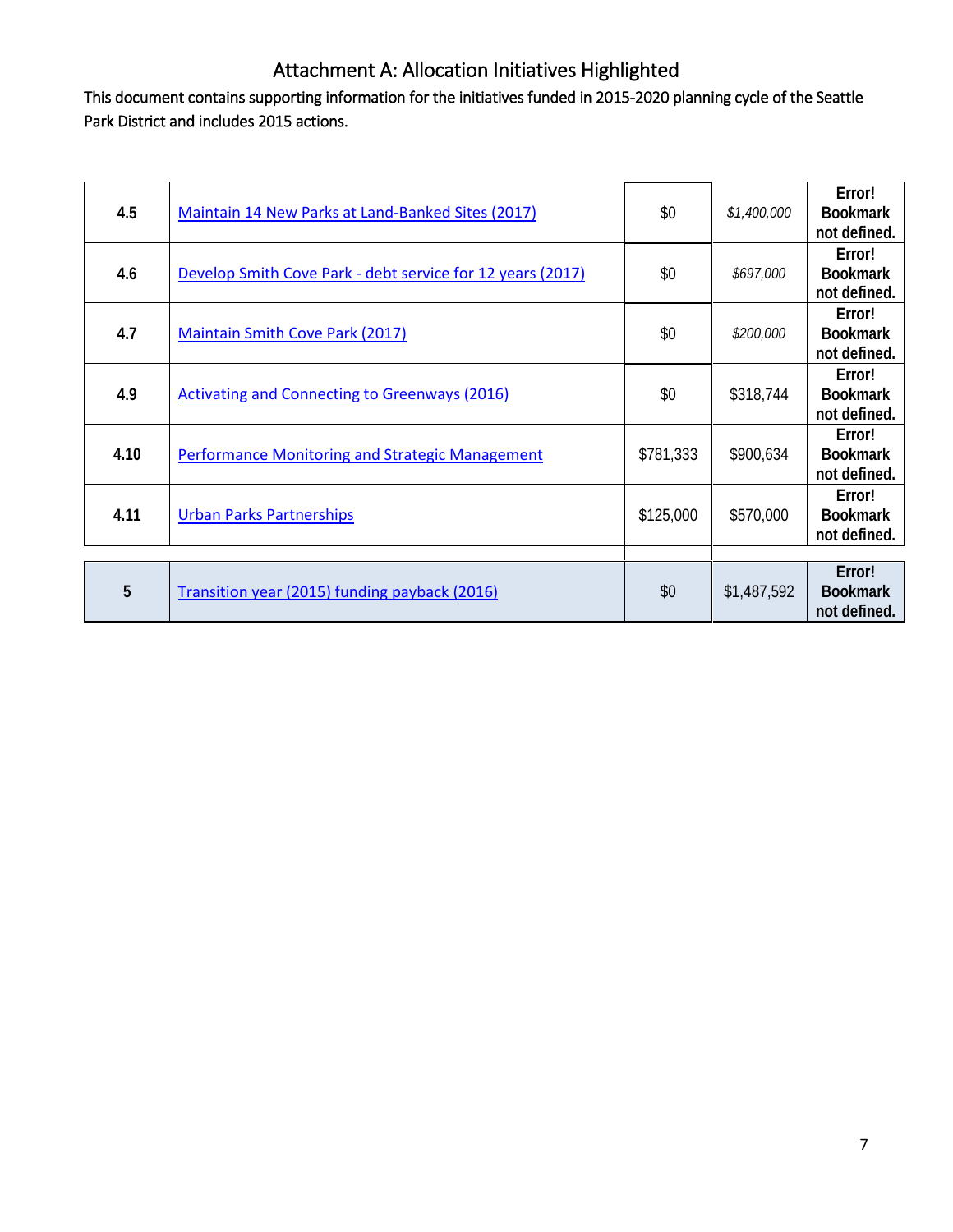# Attachment A: Allocation Initiatives Highlighted

This document contains supporting information for the initiatives funded in 2015-2020 planning cycle of the Seattle Park District and includes 2015 actions.

| | | | | |
|---|---|---|---|---|
| **4.5** | Maintain 14 New Parks at Land-Banked Sites (2017) | $0 | *$1,400,000* | **Error! Bookmark not defined.** |
| **4.6** | Develop Smith Cove Park - debt service for 12 years (2017) | $0 | *$697,000* | **Error! Bookmark not defined.** |
| **4.7** | Maintain Smith Cove Park (2017) | $0 | *$200,000* | **Error! Bookmark not defined.** |
| **4.9** | Activating and Connecting to Greenways (2016) | $0 | $318,744 | **Error! Bookmark not defined.** |
| **4.10** | Performance Monitoring and Strategic Management | $781,333 | $900,634 | **Error! Bookmark not defined.** |
| **4.11** | Urban Parks Partnerships | $125,000 | $570,000 | **Error! Bookmark not defined.** |
| | | | | |
| **5** | Transition year (2015) funding payback (2016) | $0 | $1,487,592 | **Error! Bookmark not defined.** |